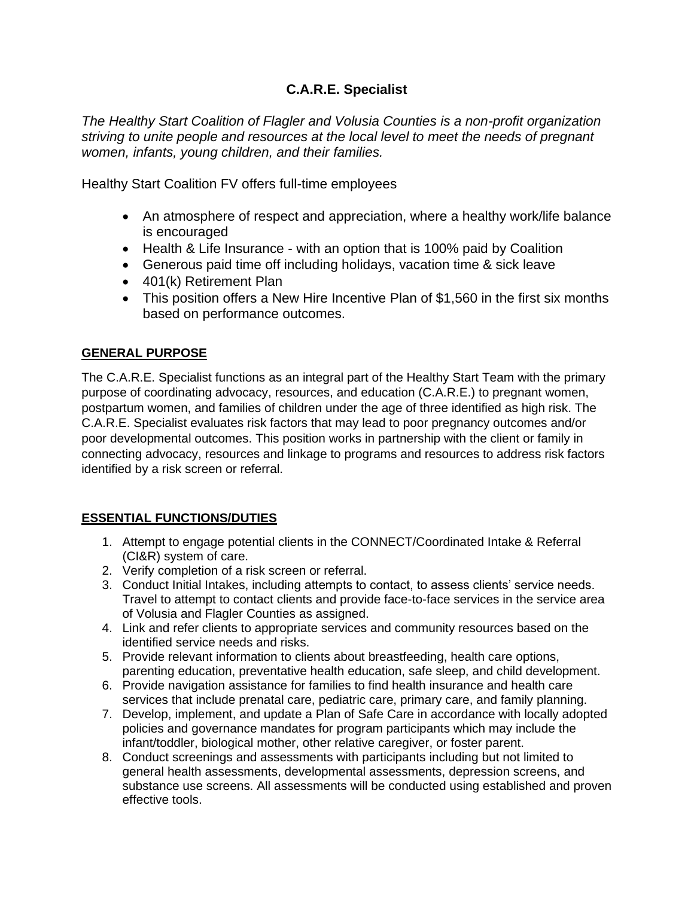# C.A.R.E. Specialist

*The Healthy Start Coalition of Flagler and Volusia Counties is a non-profit organization striving to unite people and resources at the local level to meet the needs of pregnant women, infants, young children, and their families.*

Healthy Start Coalition FV offers full-time employees

- An atmosphere of respect and appreciation, where a healthy work/life balance is encouraged
- Health & Life Insurance - with an option that is 100% paid by Coalition
- Generous paid time off including holidays, vacation time & sick leave
- 401(k) Retirement Plan
- This position offers a New Hire Incentive Plan of $1,560 in the first six months based on performance outcomes.

## GENERAL PURPOSE

The C.A.R.E. Specialist functions as an integral part of the Healthy Start Team with the primary purpose of coordinating advocacy, resources, and education (C.A.R.E.) to pregnant women, postpartum women, and families of children under the age of three identified as high risk. The C.A.R.E. Specialist evaluates risk factors that may lead to poor pregnancy outcomes and/or poor developmental outcomes. This position works in partnership with the client or family in connecting advocacy, resources and linkage to programs and resources to address risk factors identified by a risk screen or referral.

## ESSENTIAL FUNCTIONS/DUTIES

1. Attempt to engage potential clients in the CONNECT/Coordinated Intake & Referral (CI&R) system of care.
2. Verify completion of a risk screen or referral.
3. Conduct Initial Intakes, including attempts to contact, to assess clients' service needs. Travel to attempt to contact clients and provide face-to-face services in the service area of Volusia and Flagler Counties as assigned.
4. Link and refer clients to appropriate services and community resources based on the identified service needs and risks.
5. Provide relevant information to clients about breastfeeding, health care options, parenting education, preventative health education, safe sleep, and child development.
6. Provide navigation assistance for families to find health insurance and health care services that include prenatal care, pediatric care, primary care, and family planning.
7. Develop, implement, and update a Plan of Safe Care in accordance with locally adopted policies and governance mandates for program participants which may include the infant/toddler, biological mother, other relative caregiver, or foster parent.
8. Conduct screenings and assessments with participants including but not limited to general health assessments, developmental assessments, depression screens, and substance use screens. All assessments will be conducted using established and proven effective tools.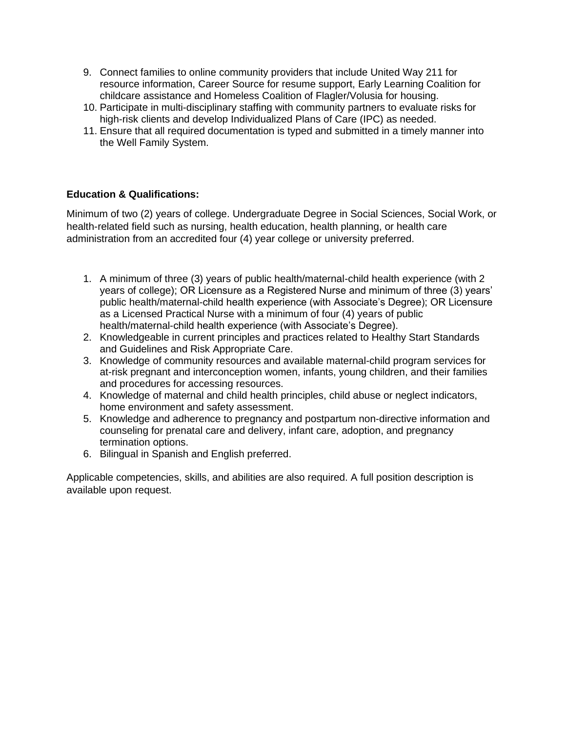9. Connect families to online community providers that include United Way 211 for resource information, Career Source for resume support, Early Learning Coalition for childcare assistance and Homeless Coalition of Flagler/Volusia for housing.
10. Participate in multi-disciplinary staffing with community partners to evaluate risks for high-risk clients and develop Individualized Plans of Care (IPC) as needed.
11. Ensure that all required documentation is typed and submitted in a timely manner into the Well Family System.

**Education & Qualifications:**

Minimum of two (2) years of college. Undergraduate Degree in Social Sciences, Social Work, or health-related field such as nursing, health education, health planning, or health care administration from an accredited four (4) year college or university preferred.

1. A minimum of three (3) years of public health/maternal-child health experience (with 2 years of college); OR Licensure as a Registered Nurse and minimum of three (3) years' public health/maternal-child health experience (with Associate's Degree); OR Licensure as a Licensed Practical Nurse with a minimum of four (4) years of public health/maternal-child health experience (with Associate's Degree).
2. Knowledgeable in current principles and practices related to Healthy Start Standards and Guidelines and Risk Appropriate Care.
3. Knowledge of community resources and available maternal-child program services for at-risk pregnant and interconception women, infants, young children, and their families and procedures for accessing resources.
4. Knowledge of maternal and child health principles, child abuse or neglect indicators, home environment and safety assessment.
5. Knowledge and adherence to pregnancy and postpartum non-directive information and counseling for prenatal care and delivery, infant care, adoption, and pregnancy termination options.
6. Bilingual in Spanish and English preferred.

Applicable competencies, skills, and abilities are also required. A full position description is available upon request.